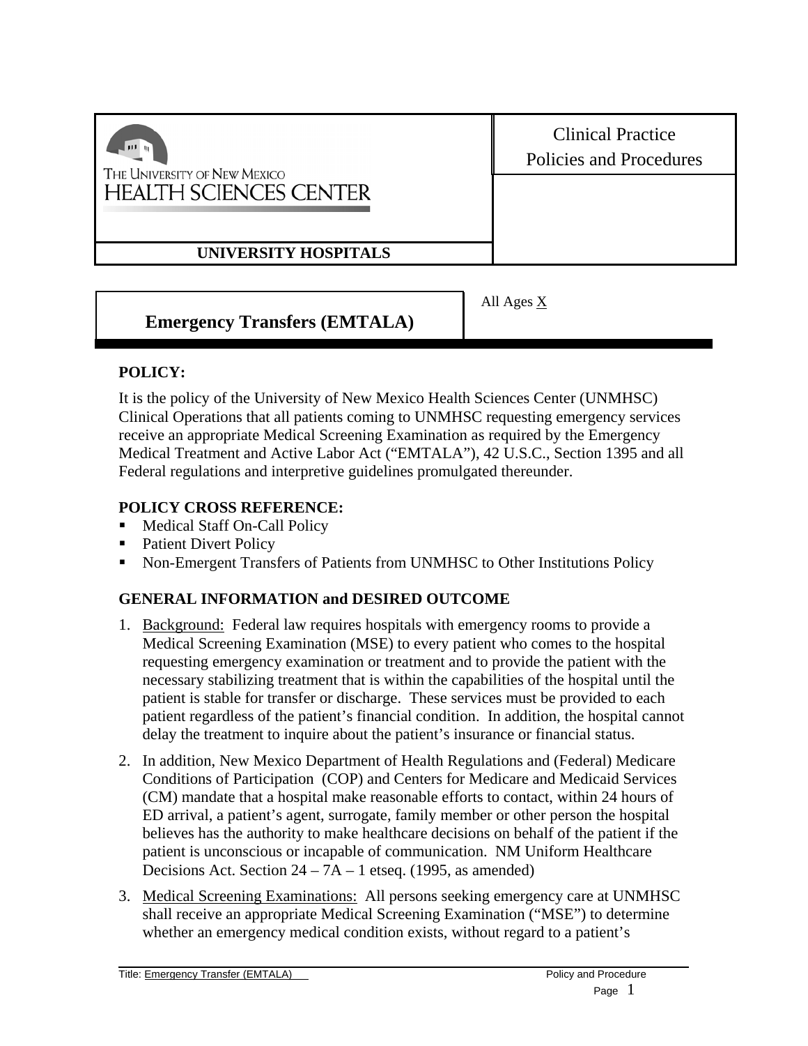THE UNIVERSITY OF NEW MEXICO
HEALTH SCIENCES CENTER

**UNIVERSITY HOSPITALS**

Clinical Practice
Policies and Procedures

# Emergency Transfers (EMTALA)

All Ages X

## POLICY:

It is the policy of the University of New Mexico Health Sciences Center (UNMHSC) Clinical Operations that all patients coming to UNMHSC requesting emergency services receive an appropriate Medical Screening Examination as required by the Emergency Medical Treatment and Active Labor Act ("EMTALA"), 42 U.S.C., Section 1395 and all Federal regulations and interpretive guidelines promulgated thereunder.

## POLICY CROSS REFERENCE:

- Medical Staff On-Call Policy
- Patient Divert Policy
- Non-Emergent Transfers of Patients from UNMHSC to Other Institutions Policy

## GENERAL INFORMATION and DESIRED OUTCOME

1. Background: Federal law requires hospitals with emergency rooms to provide a Medical Screening Examination (MSE) to every patient who comes to the hospital requesting emergency examination or treatment and to provide the patient with the necessary stabilizing treatment that is within the capabilities of the hospital until the patient is stable for transfer or discharge. These services must be provided to each patient regardless of the patient's financial condition. In addition, the hospital cannot delay the treatment to inquire about the patient's insurance or financial status.

2. In addition, New Mexico Department of Health Regulations and (Federal) Medicare Conditions of Participation (COP) and Centers for Medicare and Medicaid Services (CM) mandate that a hospital make reasonable efforts to contact, within 24 hours of ED arrival, a patient's agent, surrogate, family member or other person the hospital believes has the authority to make healthcare decisions on behalf of the patient if the patient is unconscious or incapable of communication. NM Uniform Healthcare Decisions Act. Section 24 – 7A – 1 etseq. (1995, as amended)

3. Medical Screening Examinations: All persons seeking emergency care at UNMHSC shall receive an appropriate Medical Screening Examination ("MSE") to determine whether an emergency medical condition exists, without regard to a patient's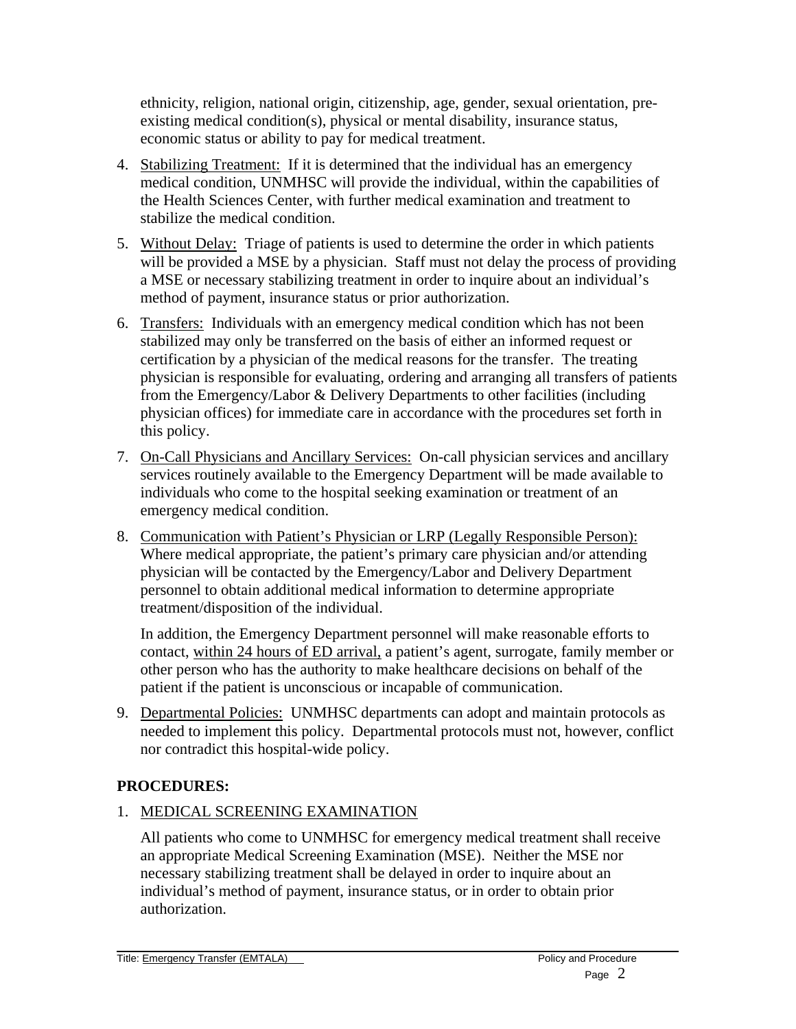ethnicity, religion, national origin, citizenship, age, gender, sexual orientation, pre-existing medical condition(s), physical or mental disability, insurance status, economic status or ability to pay for medical treatment.

4. Stabilizing Treatment: If it is determined that the individual has an emergency medical condition, UNMHSC will provide the individual, within the capabilities of the Health Sciences Center, with further medical examination and treatment to stabilize the medical condition.

5. Without Delay: Triage of patients is used to determine the order in which patients will be provided a MSE by a physician. Staff must not delay the process of providing a MSE or necessary stabilizing treatment in order to inquire about an individual's method of payment, insurance status or prior authorization.

6. Transfers: Individuals with an emergency medical condition which has not been stabilized may only be transferred on the basis of either an informed request or certification by a physician of the medical reasons for the transfer. The treating physician is responsible for evaluating, ordering and arranging all transfers of patients from the Emergency/Labor & Delivery Departments to other facilities (including physician offices) for immediate care in accordance with the procedures set forth in this policy.

7. On-Call Physicians and Ancillary Services: On-call physician services and ancillary services routinely available to the Emergency Department will be made available to individuals who come to the hospital seeking examination or treatment of an emergency medical condition.

8. Communication with Patient's Physician or LRP (Legally Responsible Person): Where medical appropriate, the patient's primary care physician and/or attending physician will be contacted by the Emergency/Labor and Delivery Department personnel to obtain additional medical information to determine appropriate treatment/disposition of the individual.

   In addition, the Emergency Department personnel will make reasonable efforts to contact, within 24 hours of ED arrival, a patient's agent, surrogate, family member or other person who has the authority to make healthcare decisions on behalf of the patient if the patient is unconscious or incapable of communication.

9. Departmental Policies: UNMHSC departments can adopt and maintain protocols as needed to implement this policy. Departmental protocols must not, however, conflict nor contradict this hospital-wide policy.

## PROCEDURES:

1. MEDICAL SCREENING EXAMINATION

   All patients who come to UNMHSC for emergency medical treatment shall receive an appropriate Medical Screening Examination (MSE). Neither the MSE nor necessary stabilizing treatment shall be delayed in order to inquire about an individual's method of payment, insurance status, or in order to obtain prior authorization.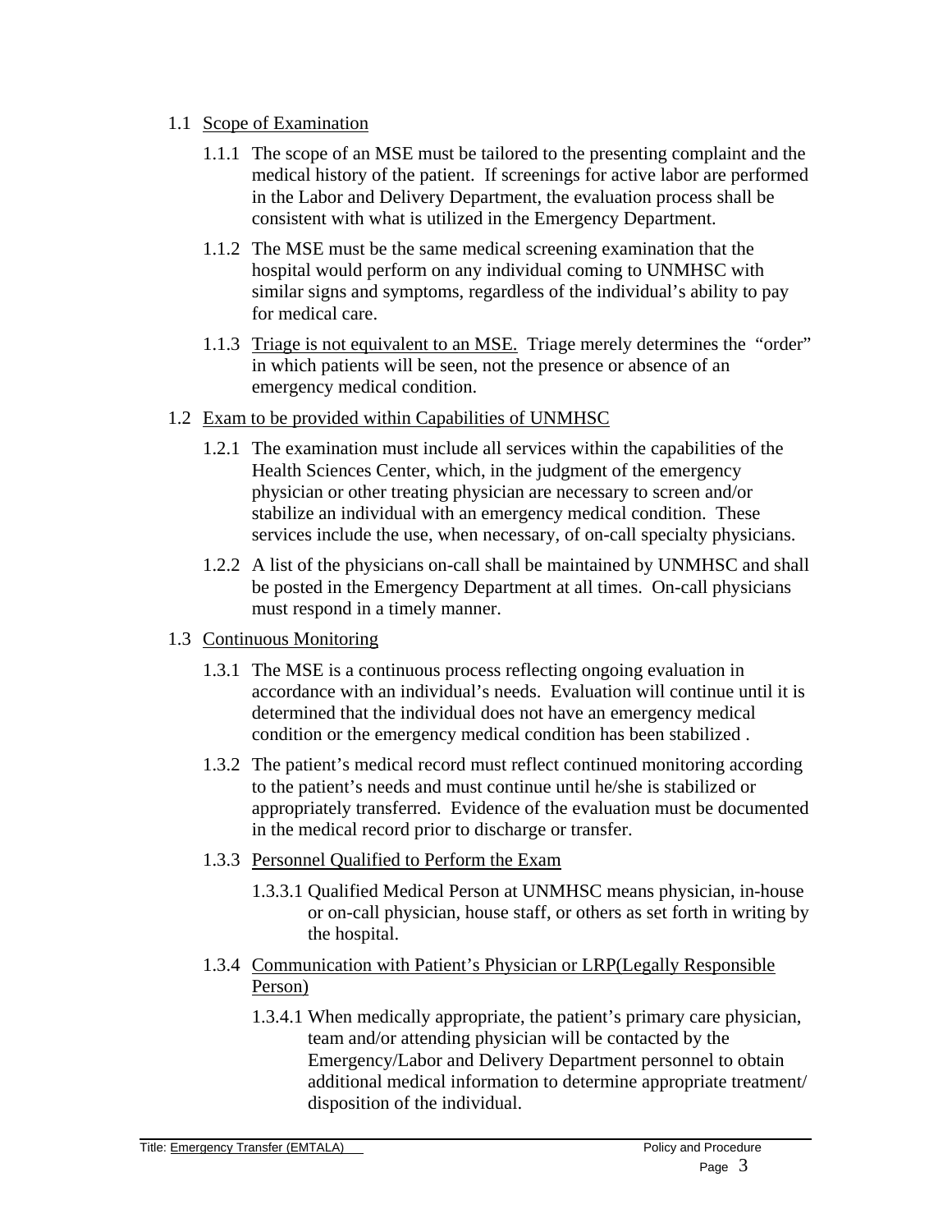1.1 Scope of Examination

1.1.1 The scope of an MSE must be tailored to the presenting complaint and the medical history of the patient. If screenings for active labor are performed in the Labor and Delivery Department, the evaluation process shall be consistent with what is utilized in the Emergency Department.

1.1.2 The MSE must be the same medical screening examination that the hospital would perform on any individual coming to UNMHSC with similar signs and symptoms, regardless of the individual's ability to pay for medical care.

1.1.3 Triage is not equivalent to an MSE. Triage merely determines the "order" in which patients will be seen, not the presence or absence of an emergency medical condition.

1.2 Exam to be provided within Capabilities of UNMHSC

1.2.1 The examination must include all services within the capabilities of the Health Sciences Center, which, in the judgment of the emergency physician or other treating physician are necessary to screen and/or stabilize an individual with an emergency medical condition. These services include the use, when necessary, of on-call specialty physicians.

1.2.2 A list of the physicians on-call shall be maintained by UNMHSC and shall be posted in the Emergency Department at all times. On-call physicians must respond in a timely manner.

1.3 Continuous Monitoring

1.3.1 The MSE is a continuous process reflecting ongoing evaluation in accordance with an individual's needs. Evaluation will continue until it is determined that the individual does not have an emergency medical condition or the emergency medical condition has been stabilized .

1.3.2 The patient's medical record must reflect continued monitoring according to the patient's needs and must continue until he/she is stabilized or appropriately transferred. Evidence of the evaluation must be documented in the medical record prior to discharge or transfer.

1.3.3 Personnel Qualified to Perform the Exam

1.3.3.1 Qualified Medical Person at UNMHSC means physician, in-house or on-call physician, house staff, or others as set forth in writing by the hospital.

1.3.4 Communication with Patient's Physician or LRP(Legally Responsible Person)

1.3.4.1 When medically appropriate, the patient's primary care physician, team and/or attending physician will be contacted by the Emergency/Labor and Delivery Department personnel to obtain additional medical information to determine appropriate treatment/ disposition of the individual.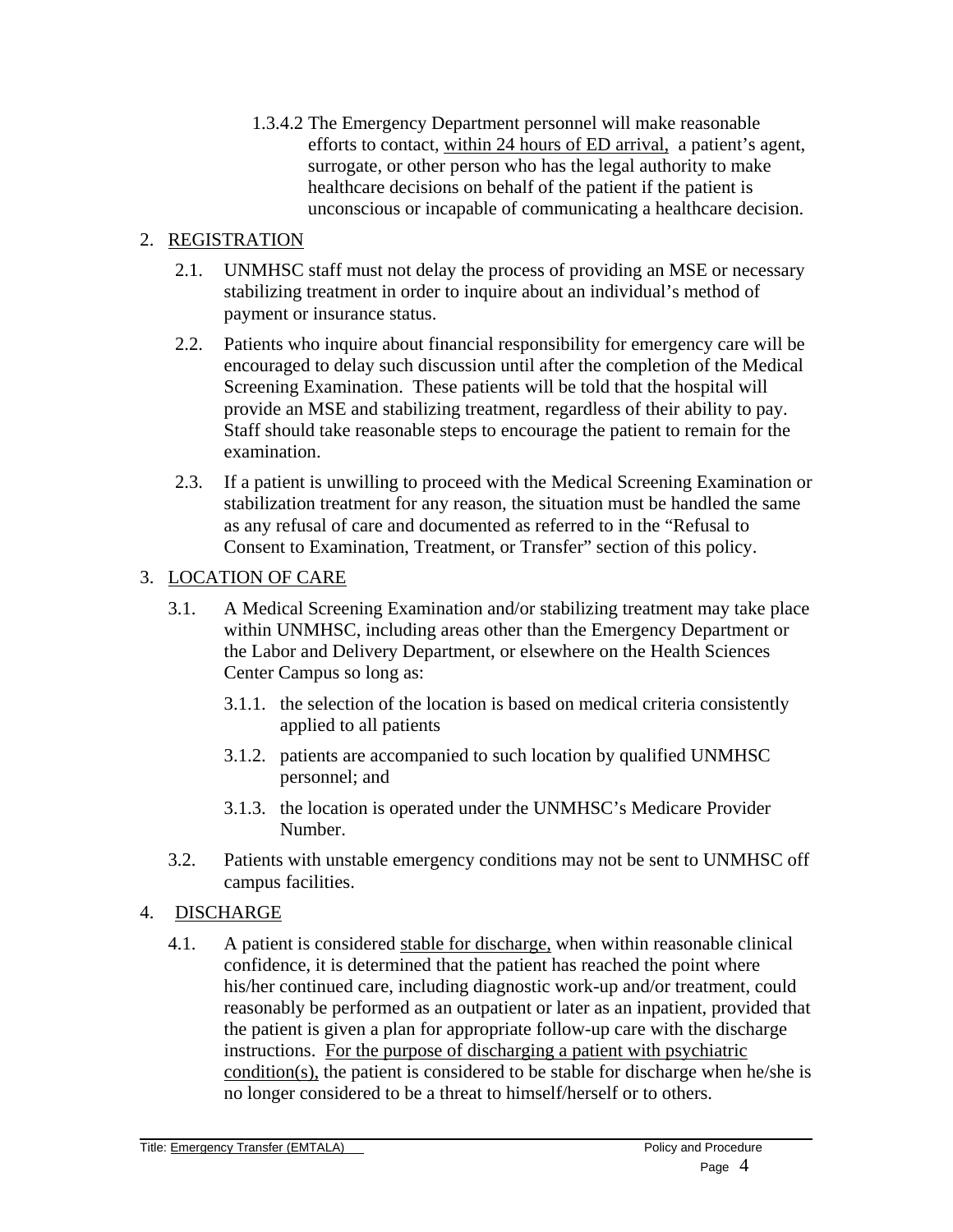1.3.4.2 The Emergency Department personnel will make reasonable efforts to contact, <u>within 24 hours of ED arrival,</u> a patient's agent, surrogate, or other person who has the legal authority to make healthcare decisions on behalf of the patient if the patient is unconscious or incapable of communicating a healthcare decision.

## 2. <u>REGISTRATION</u>

2.1. UNMHSC staff must not delay the process of providing an MSE or necessary stabilizing treatment in order to inquire about an individual's method of payment or insurance status.

2.2. Patients who inquire about financial responsibility for emergency care will be encouraged to delay such discussion until after the completion of the Medical Screening Examination. These patients will be told that the hospital will provide an MSE and stabilizing treatment, regardless of their ability to pay. Staff should take reasonable steps to encourage the patient to remain for the examination.

2.3. If a patient is unwilling to proceed with the Medical Screening Examination or stabilization treatment for any reason, the situation must be handled the same as any refusal of care and documented as referred to in the "Refusal to Consent to Examination, Treatment, or Transfer" section of this policy.

## 3. <u>LOCATION OF CARE</u>

3.1. A Medical Screening Examination and/or stabilizing treatment may take place within UNMHSC, including areas other than the Emergency Department or the Labor and Delivery Department, or elsewhere on the Health Sciences Center Campus so long as:

3.1.1. the selection of the location is based on medical criteria consistently applied to all patients

3.1.2. patients are accompanied to such location by qualified UNMHSC personnel; and

3.1.3. the location is operated under the UNMHSC's Medicare Provider Number.

3.2. Patients with unstable emergency conditions may not be sent to UNMHSC off campus facilities.

## 4. <u>DISCHARGE</u>

4.1. A patient is considered <u>stable for discharge,</u> when within reasonable clinical confidence, it is determined that the patient has reached the point where his/her continued care, including diagnostic work-up and/or treatment, could reasonably be performed as an outpatient or later as an inpatient, provided that the patient is given a plan for appropriate follow-up care with the discharge instructions. <u>For the purpose of discharging a patient with psychiatric condition(s),</u> the patient is considered to be stable for discharge when he/she is no longer considered to be a threat to himself/herself or to others.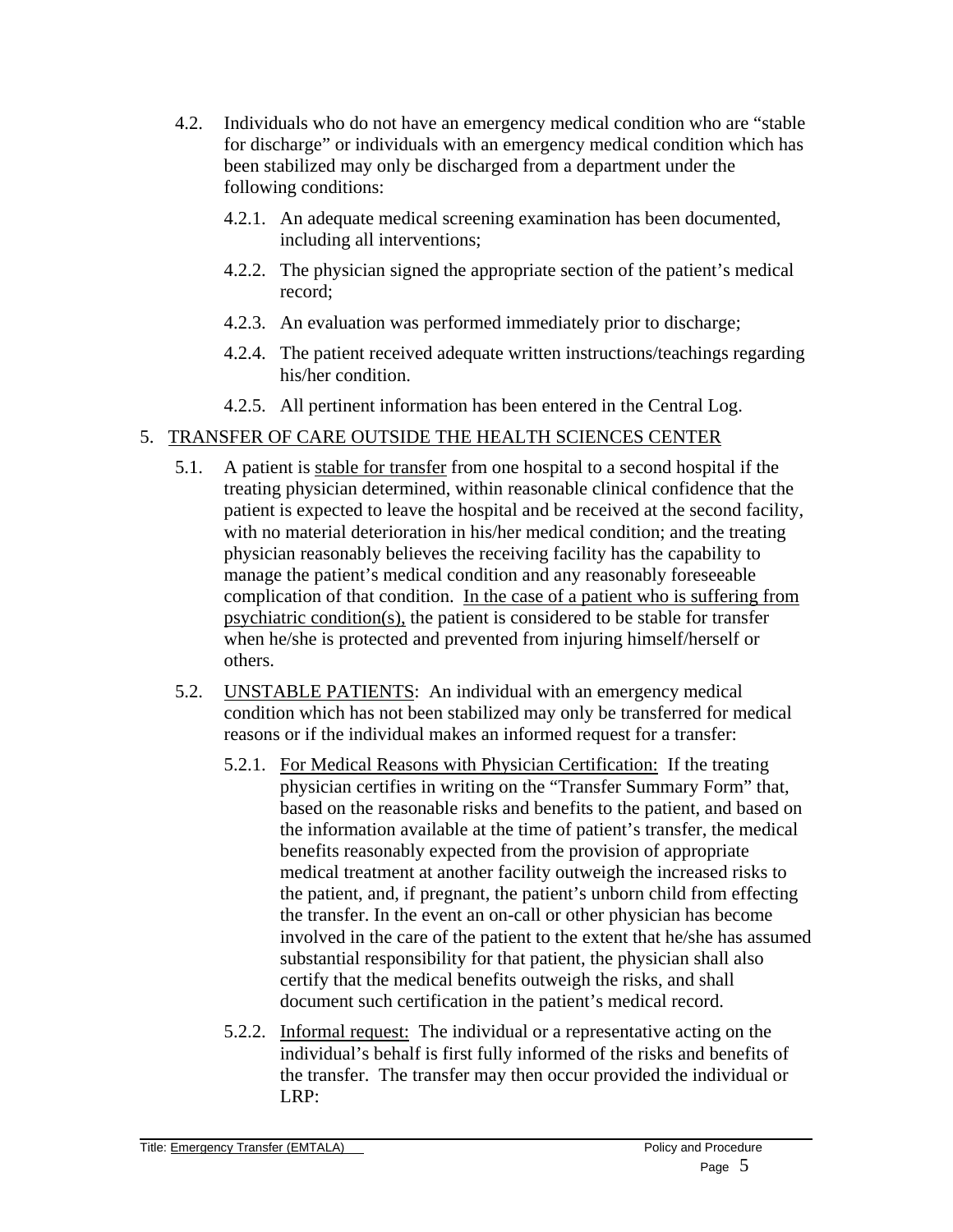4.2. Individuals who do not have an emergency medical condition who are "stable for discharge" or individuals with an emergency medical condition which has been stabilized may only be discharged from a department under the following conditions:

4.2.1. An adequate medical screening examination has been documented, including all interventions;

4.2.2. The physician signed the appropriate section of the patient's medical record;

4.2.3. An evaluation was performed immediately prior to discharge;

4.2.4. The patient received adequate written instructions/teachings regarding his/her condition.

4.2.5. All pertinent information has been entered in the Central Log.

5. TRANSFER OF CARE OUTSIDE THE HEALTH SCIENCES CENTER

5.1. A patient is stable for transfer from one hospital to a second hospital if the treating physician determined, within reasonable clinical confidence that the patient is expected to leave the hospital and be received at the second facility, with no material deterioration in his/her medical condition; and the treating physician reasonably believes the receiving facility has the capability to manage the patient's medical condition and any reasonably foreseeable complication of that condition. In the case of a patient who is suffering from psychiatric condition(s), the patient is considered to be stable for transfer when he/she is protected and prevented from injuring himself/herself or others.

5.2. UNSTABLE PATIENTS: An individual with an emergency medical condition which has not been stabilized may only be transferred for medical reasons or if the individual makes an informed request for a transfer:

5.2.1. For Medical Reasons with Physician Certification: If the treating physician certifies in writing on the "Transfer Summary Form" that, based on the reasonable risks and benefits to the patient, and based on the information available at the time of patient's transfer, the medical benefits reasonably expected from the provision of appropriate medical treatment at another facility outweigh the increased risks to the patient, and, if pregnant, the patient's unborn child from effecting the transfer. In the event an on-call or other physician has become involved in the care of the patient to the extent that he/she has assumed substantial responsibility for that patient, the physician shall also certify that the medical benefits outweigh the risks, and shall document such certification in the patient's medical record.

5.2.2. Informal request: The individual or a representative acting on the individual's behalf is first fully informed of the risks and benefits of the transfer. The transfer may then occur provided the individual or LRP: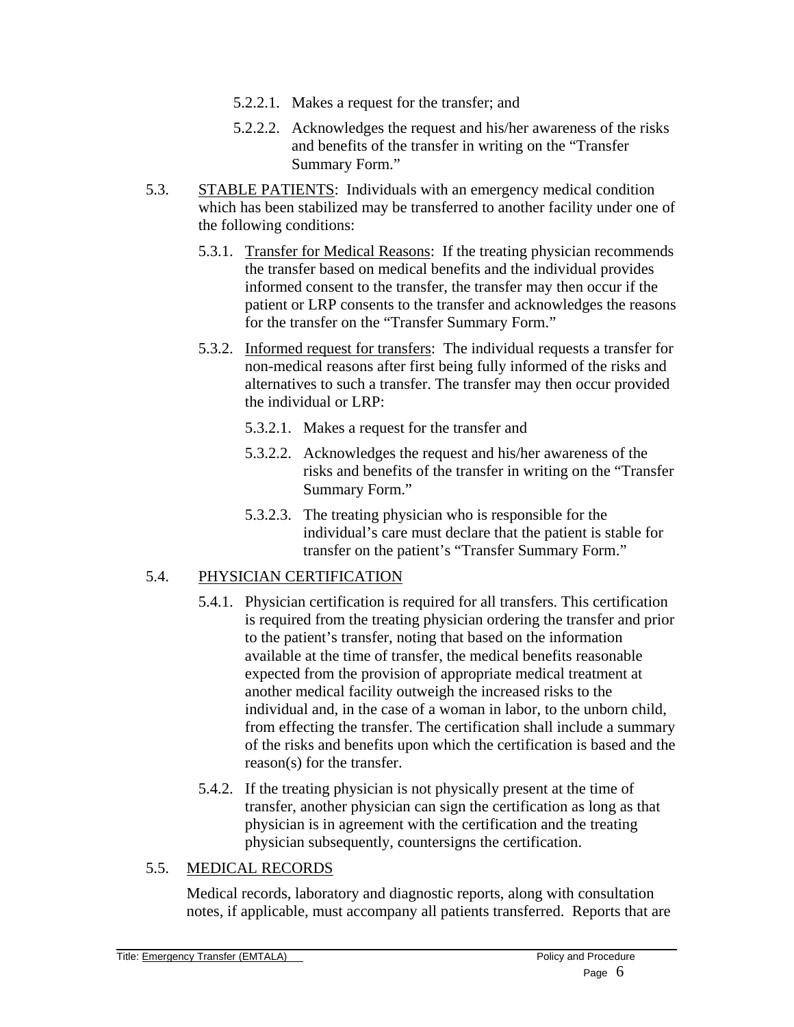5.2.2.1. Makes a request for the transfer; and

5.2.2.2. Acknowledges the request and his/her awareness of the risks and benefits of the transfer in writing on the "Transfer Summary Form."

5.3. <u>STABLE PATIENTS</u>: Individuals with an emergency medical condition which has been stabilized may be transferred to another facility under one of the following conditions:

5.3.1. <u>Transfer for Medical Reasons</u>: If the treating physician recommends the transfer based on medical benefits and the individual provides informed consent to the transfer, the transfer may then occur if the patient or LRP consents to the transfer and acknowledges the reasons for the transfer on the "Transfer Summary Form."

5.3.2. <u>Informed request for transfers</u>: The individual requests a transfer for non-medical reasons after first being fully informed of the risks and alternatives to such a transfer. The transfer may then occur provided the individual or LRP:

5.3.2.1. Makes a request for the transfer and

5.3.2.2. Acknowledges the request and his/her awareness of the risks and benefits of the transfer in writing on the "Transfer Summary Form."

5.3.2.3. The treating physician who is responsible for the individual's care must declare that the patient is stable for transfer on the patient's "Transfer Summary Form."

5.4. <u>PHYSICIAN CERTIFICATION</u>

5.4.1. Physician certification is required for all transfers. This certification is required from the treating physician ordering the transfer and prior to the patient's transfer, noting that based on the information available at the time of transfer, the medical benefits reasonable expected from the provision of appropriate medical treatment at another medical facility outweigh the increased risks to the individual and, in the case of a woman in labor, to the unborn child, from effecting the transfer. The certification shall include a summary of the risks and benefits upon which the certification is based and the reason(s) for the transfer.

5.4.2. If the treating physician is not physically present at the time of transfer, another physician can sign the certification as long as that physician is in agreement with the certification and the treating physician subsequently, countersigns the certification.

5.5. <u>MEDICAL RECORDS</u>

Medical records, laboratory and diagnostic reports, along with consultation notes, if applicable, must accompany all patients transferred. Reports that are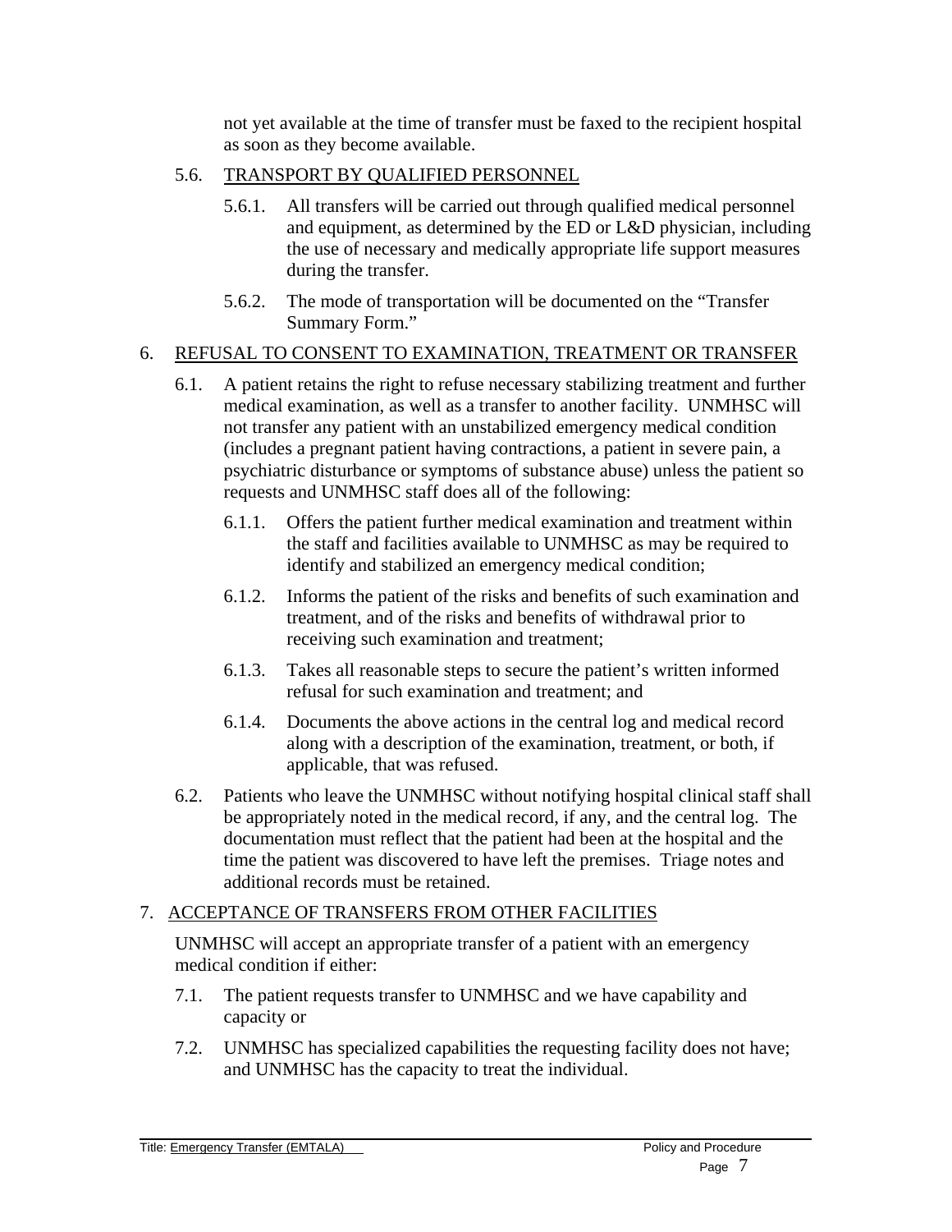not yet available at the time of transfer must be faxed to the recipient hospital as soon as they become available.

5.6. TRANSPORT BY QUALIFIED PERSONNEL

5.6.1. All transfers will be carried out through qualified medical personnel and equipment, as determined by the ED or L&D physician, including the use of necessary and medically appropriate life support measures during the transfer.

5.6.2. The mode of transportation will be documented on the "Transfer Summary Form."

## 6. REFUSAL TO CONSENT TO EXAMINATION, TREATMENT OR TRANSFER

6.1. A patient retains the right to refuse necessary stabilizing treatment and further medical examination, as well as a transfer to another facility. UNMHSC will not transfer any patient with an unstabilized emergency medical condition (includes a pregnant patient having contractions, a patient in severe pain, a psychiatric disturbance or symptoms of substance abuse) unless the patient so requests and UNMHSC staff does all of the following:

6.1.1. Offers the patient further medical examination and treatment within the staff and facilities available to UNMHSC as may be required to identify and stabilized an emergency medical condition;

6.1.2. Informs the patient of the risks and benefits of such examination and treatment, and of the risks and benefits of withdrawal prior to receiving such examination and treatment;

6.1.3. Takes all reasonable steps to secure the patient's written informed refusal for such examination and treatment; and

6.1.4. Documents the above actions in the central log and medical record along with a description of the examination, treatment, or both, if applicable, that was refused.

6.2. Patients who leave the UNMHSC without notifying hospital clinical staff shall be appropriately noted in the medical record, if any, and the central log. The documentation must reflect that the patient had been at the hospital and the time the patient was discovered to have left the premises. Triage notes and additional records must be retained.

## 7. ACCEPTANCE OF TRANSFERS FROM OTHER FACILITIES

UNMHSC will accept an appropriate transfer of a patient with an emergency medical condition if either:

7.1. The patient requests transfer to UNMHSC and we have capability and capacity or

7.2. UNMHSC has specialized capabilities the requesting facility does not have; and UNMHSC has the capacity to treat the individual.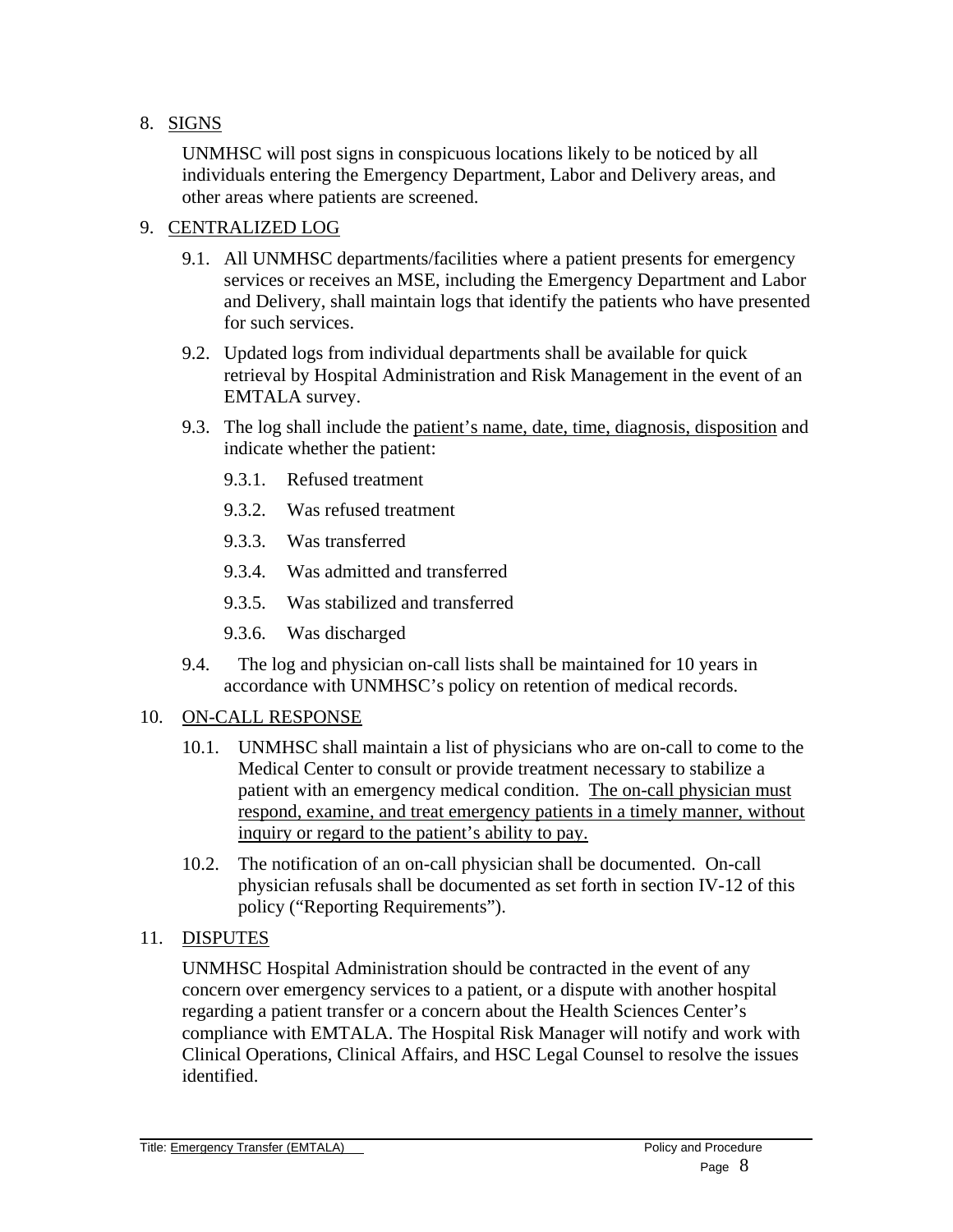8. <u>SIGNS</u>

   UNMHSC will post signs in conspicuous locations likely to be noticed by all individuals entering the Emergency Department, Labor and Delivery areas, and other areas where patients are screened.

9. <u>CENTRALIZED LOG</u>

   9.1. All UNMHSC departments/facilities where a patient presents for emergency services or receives an MSE, including the Emergency Department and Labor and Delivery, shall maintain logs that identify the patients who have presented for such services.

   9.2. Updated logs from individual departments shall be available for quick retrieval by Hospital Administration and Risk Management in the event of an EMTALA survey.

   9.3. The log shall include the <u>patient's name, date, time, diagnosis, disposition</u> and indicate whether the patient:

      9.3.1. Refused treatment

      9.3.2. Was refused treatment

      9.3.3. Was transferred

      9.3.4. Was admitted and transferred

      9.3.5. Was stabilized and transferred

      9.3.6. Was discharged

   9.4. The log and physician on-call lists shall be maintained for 10 years in accordance with UNMHSC's policy on retention of medical records.

10. <u>ON-CALL RESPONSE</u>

    10.1. UNMHSC shall maintain a list of physicians who are on-call to come to the Medical Center to consult or provide treatment necessary to stabilize a patient with an emergency medical condition. <u>The on-call physician must respond, examine, and treat emergency patients in a timely manner, without inquiry or regard to the patient's ability to pay.</u>

    10.2. The notification of an on-call physician shall be documented. On-call physician refusals shall be documented as set forth in section IV-12 of this policy ("Reporting Requirements").

11. <u>DISPUTES</u>

    UNMHSC Hospital Administration should be contracted in the event of any concern over emergency services to a patient, or a dispute with another hospital regarding a patient transfer or a concern about the Health Sciences Center's compliance with EMTALA. The Hospital Risk Manager will notify and work with Clinical Operations, Clinical Affairs, and HSC Legal Counsel to resolve the issues identified.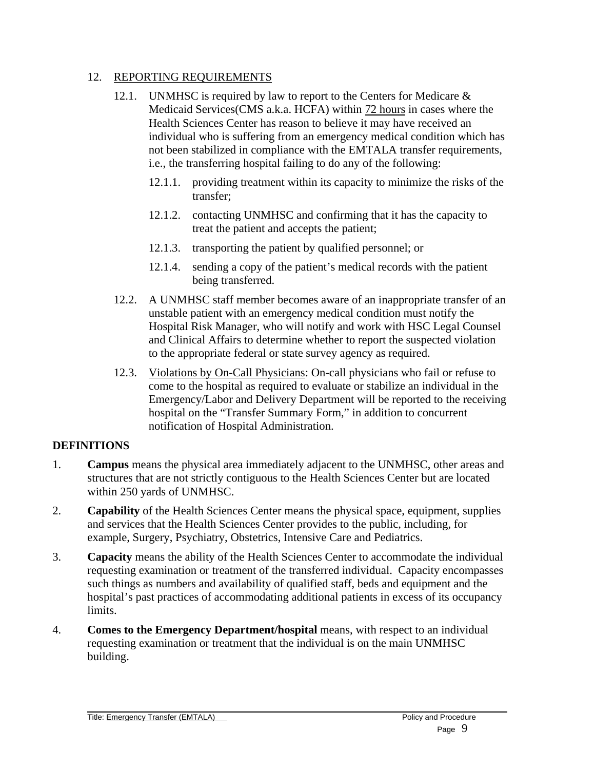12. REPORTING REQUIREMENTS

   12.1. UNMHSC is required by law to report to the Centers for Medicare & Medicaid Services(CMS a.k.a. HCFA) within 72 hours in cases where the Health Sciences Center has reason to believe it may have received an individual who is suffering from an emergency medical condition which has not been stabilized in compliance with the EMTALA transfer requirements, i.e., the transferring hospital failing to do any of the following:

      12.1.1. providing treatment within its capacity to minimize the risks of the transfer;

      12.1.2. contacting UNMHSC and confirming that it has the capacity to treat the patient and accepts the patient;

      12.1.3. transporting the patient by qualified personnel; or

      12.1.4. sending a copy of the patient's medical records with the patient being transferred.

   12.2. A UNMHSC staff member becomes aware of an inappropriate transfer of an unstable patient with an emergency medical condition must notify the Hospital Risk Manager, who will notify and work with HSC Legal Counsel and Clinical Affairs to determine whether to report the suspected violation to the appropriate federal or state survey agency as required.

   12.3. Violations by On-Call Physicians: On-call physicians who fail or refuse to come to the hospital as required to evaluate or stabilize an individual in the Emergency/Labor and Delivery Department will be reported to the receiving hospital on the "Transfer Summary Form," in addition to concurrent notification of Hospital Administration.

**DEFINITIONS**

1. **Campus** means the physical area immediately adjacent to the UNMHSC, other areas and structures that are not strictly contiguous to the Health Sciences Center but are located within 250 yards of UNMHSC.

2. **Capability** of the Health Sciences Center means the physical space, equipment, supplies and services that the Health Sciences Center provides to the public, including, for example, Surgery, Psychiatry, Obstetrics, Intensive Care and Pediatrics.

3. **Capacity** means the ability of the Health Sciences Center to accommodate the individual requesting examination or treatment of the transferred individual. Capacity encompasses such things as numbers and availability of qualified staff, beds and equipment and the hospital's past practices of accommodating additional patients in excess of its occupancy limits.

4. **Comes to the Emergency Department/hospital** means, with respect to an individual requesting examination or treatment that the individual is on the main UNMHSC building.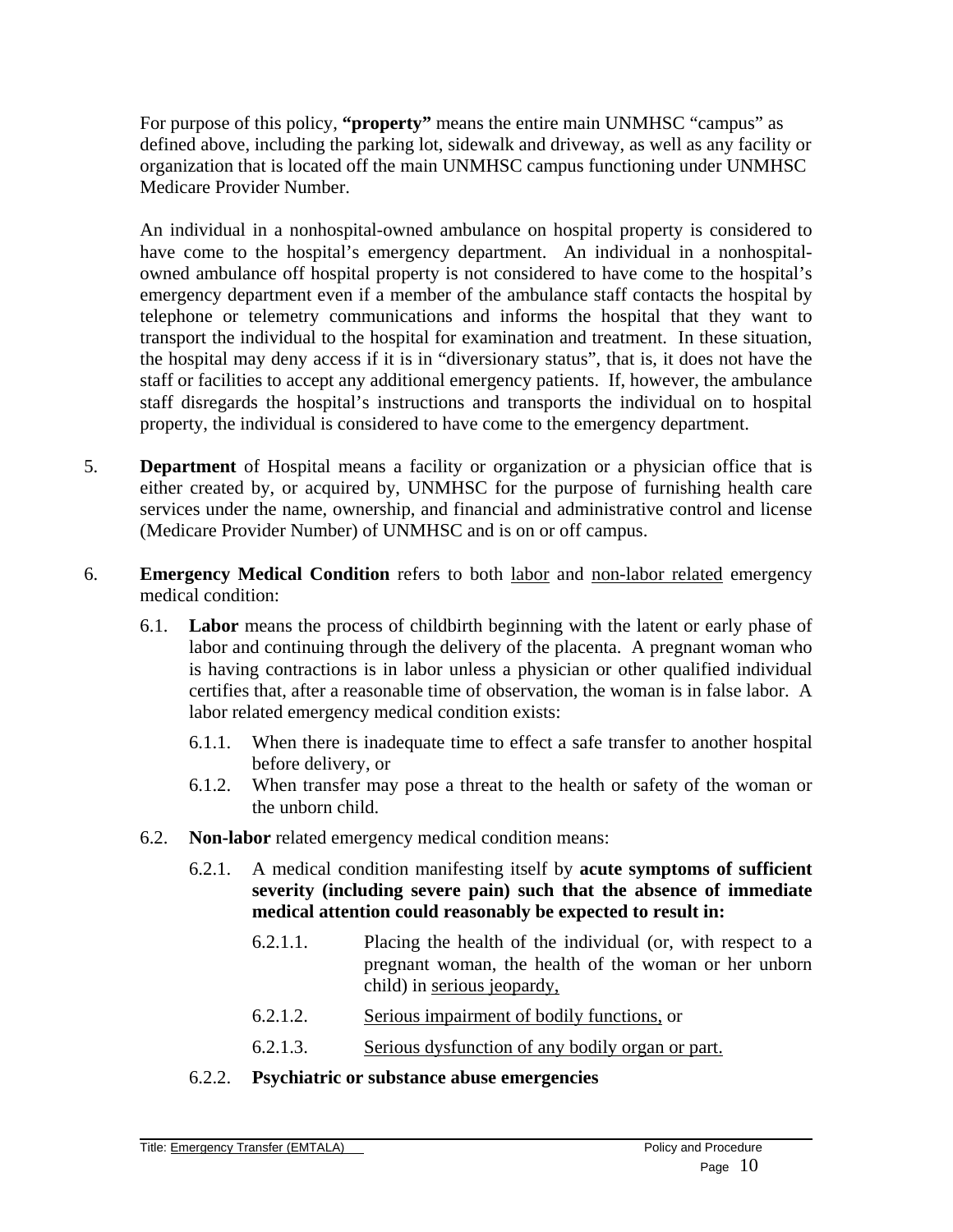For purpose of this policy, **"property"** means the entire main UNMHSC "campus" as defined above, including the parking lot, sidewalk and driveway, as well as any facility or organization that is located off the main UNMHSC campus functioning under UNMHSC Medicare Provider Number.

An individual in a nonhospital-owned ambulance on hospital property is considered to have come to the hospital's emergency department. An individual in a nonhospital-owned ambulance off hospital property is not considered to have come to the hospital's emergency department even if a member of the ambulance staff contacts the hospital by telephone or telemetry communications and informs the hospital that they want to transport the individual to the hospital for examination and treatment. In these situation, the hospital may deny access if it is in "diversionary status", that is, it does not have the staff or facilities to accept any additional emergency patients. If, however, the ambulance staff disregards the hospital's instructions and transports the individual on to hospital property, the individual is considered to have come to the emergency department.

5. **Department** of Hospital means a facility or organization or a physician office that is either created by, or acquired by, UNMHSC for the purpose of furnishing health care services under the name, ownership, and financial and administrative control and license (Medicare Provider Number) of UNMHSC and is on or off campus.

6. **Emergency Medical Condition** refers to both <u>labor</u> and <u>non-labor related</u> emergency medical condition:

   6.1. **Labor** means the process of childbirth beginning with the latent or early phase of labor and continuing through the delivery of the placenta. A pregnant woman who is having contractions is in labor unless a physician or other qualified individual certifies that, after a reasonable time of observation, the woman is in false labor. A labor related emergency medical condition exists:

      6.1.1. When there is inadequate time to effect a safe transfer to another hospital before delivery, or

      6.1.2. When transfer may pose a threat to the health or safety of the woman or the unborn child.

   6.2. **Non-labor** related emergency medical condition means:

      6.2.1. A medical condition manifesting itself by **acute symptoms of sufficient severity (including severe pain) such that the absence of immediate medical attention could reasonably be expected to result in:**

         6.2.1.1. Placing the health of the individual (or, with respect to a pregnant woman, the health of the woman or her unborn child) in <u>serious jeopardy,</u>

         6.2.1.2. <u>Serious impairment of bodily functions,</u> or

         6.2.1.3. <u>Serious dysfunction of any bodily organ or part.</u>

      6.2.2. **Psychiatric or substance abuse emergencies**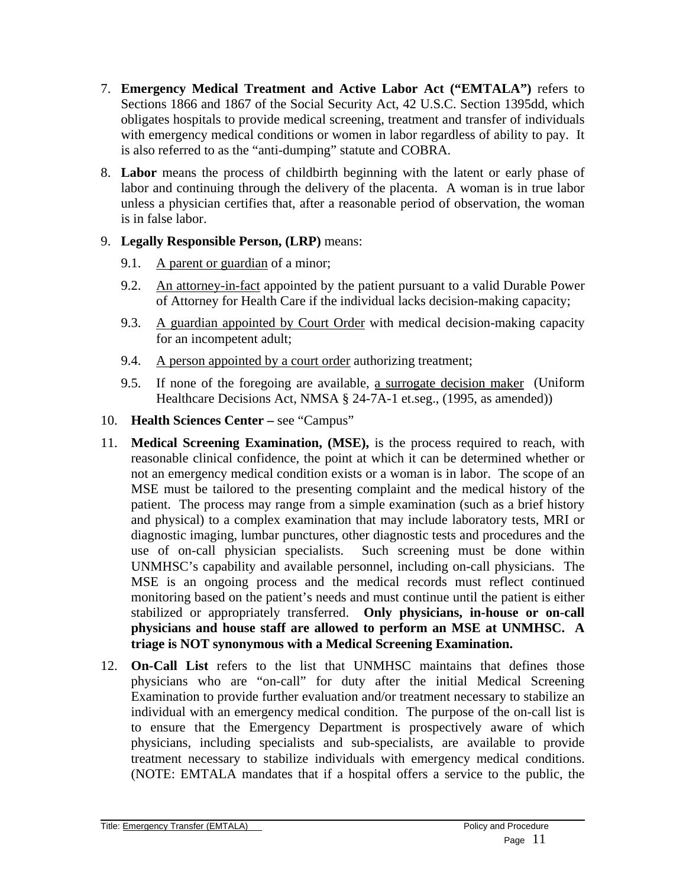7. **Emergency Medical Treatment and Active Labor Act ("EMTALA")** refers to Sections 1866 and 1867 of the Social Security Act, 42 U.S.C. Section 1395dd, which obligates hospitals to provide medical screening, treatment and transfer of individuals with emergency medical conditions or women in labor regardless of ability to pay. It is also referred to as the "anti-dumping" statute and COBRA.

8. **Labor** means the process of childbirth beginning with the latent or early phase of labor and continuing through the delivery of the placenta. A woman is in true labor unless a physician certifies that, after a reasonable period of observation, the woman is in false labor.

9. **Legally Responsible Person, (LRP)** means:

   9.1. <u>A parent or guardian</u> of a minor;

   9.2. <u>An attorney-in-fact</u> appointed by the patient pursuant to a valid Durable Power of Attorney for Health Care if the individual lacks decision-making capacity;

   9.3. <u>A guardian appointed by Court Order</u> with medical decision-making capacity for an incompetent adult;

   9.4. <u>A person appointed by a court order</u> authorizing treatment;

   9.5. If none of the foregoing are available, <u>a surrogate decision maker</u> (Uniform Healthcare Decisions Act, NMSA § 24-7A-1 et.seg., (1995, as amended))

10. **Health Sciences Center –** see "Campus"

11. **Medical Screening Examination, (MSE),** is the process required to reach, with reasonable clinical confidence, the point at which it can be determined whether or not an emergency medical condition exists or a woman is in labor. The scope of an MSE must be tailored to the presenting complaint and the medical history of the patient. The process may range from a simple examination (such as a brief history and physical) to a complex examination that may include laboratory tests, MRI or diagnostic imaging, lumbar punctures, other diagnostic tests and procedures and the use of on-call physician specialists. Such screening must be done within UNMHSC's capability and available personnel, including on-call physicians. The MSE is an ongoing process and the medical records must reflect continued monitoring based on the patient's needs and must continue until the patient is either stabilized or appropriately transferred. **Only physicians, in-house or on-call physicians and house staff are allowed to perform an MSE at UNMHSC. A triage is NOT synonymous with a Medical Screening Examination.**

12. **On-Call List** refers to the list that UNMHSC maintains that defines those physicians who are "on-call" for duty after the initial Medical Screening Examination to provide further evaluation and/or treatment necessary to stabilize an individual with an emergency medical condition. The purpose of the on-call list is to ensure that the Emergency Department is prospectively aware of which physicians, including specialists and sub-specialists, are available to provide treatment necessary to stabilize individuals with emergency medical conditions. (NOTE: EMTALA mandates that if a hospital offers a service to the public, the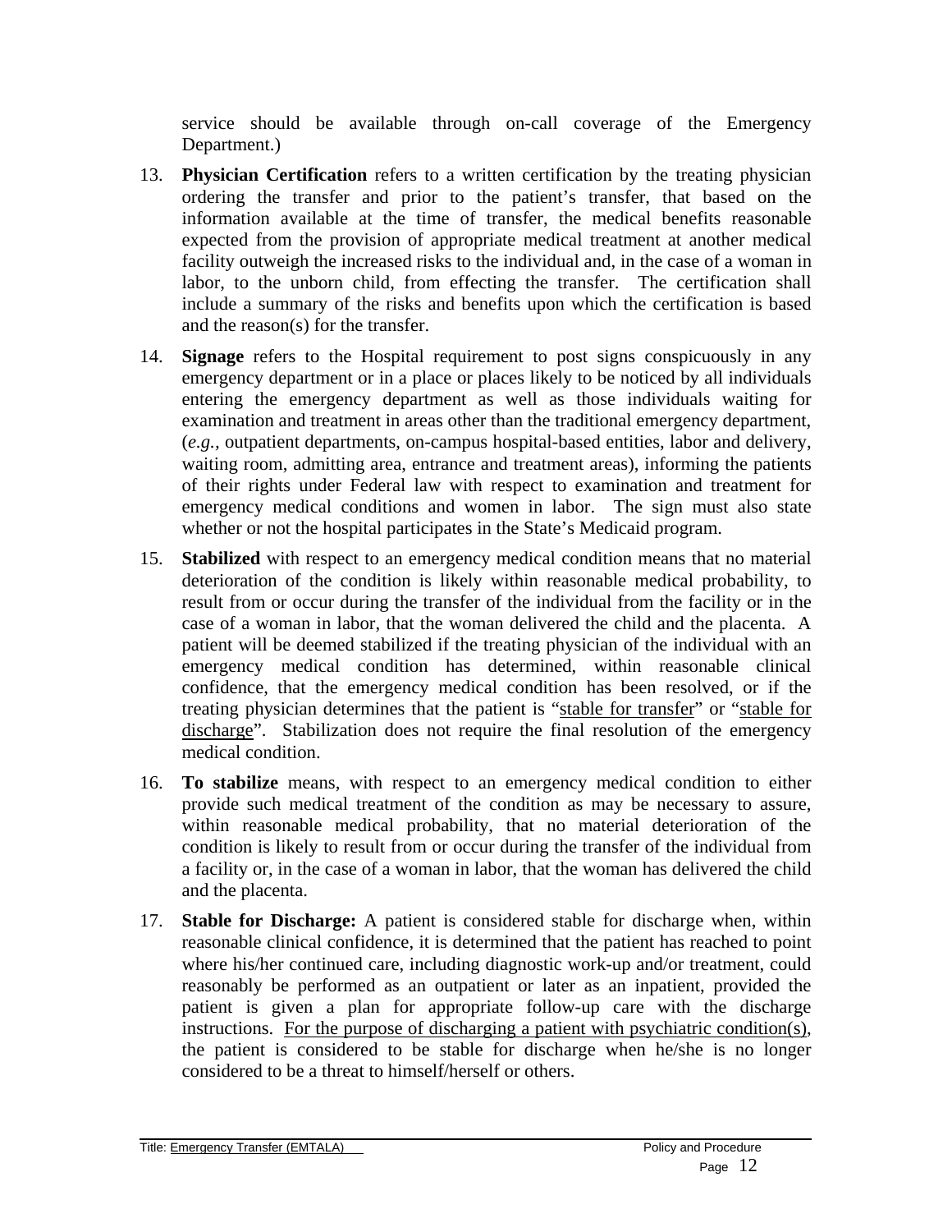service should be available through on-call coverage of the Emergency Department.)

13. **Physician Certification** refers to a written certification by the treating physician ordering the transfer and prior to the patient's transfer, that based on the information available at the time of transfer, the medical benefits reasonable expected from the provision of appropriate medical treatment at another medical facility outweigh the increased risks to the individual and, in the case of a woman in labor, to the unborn child, from effecting the transfer. The certification shall include a summary of the risks and benefits upon which the certification is based and the reason(s) for the transfer.

14. **Signage** refers to the Hospital requirement to post signs conspicuously in any emergency department or in a place or places likely to be noticed by all individuals entering the emergency department as well as those individuals waiting for examination and treatment in areas other than the traditional emergency department, (*e.g.*, outpatient departments, on-campus hospital-based entities, labor and delivery, waiting room, admitting area, entrance and treatment areas), informing the patients of their rights under Federal law with respect to examination and treatment for emergency medical conditions and women in labor. The sign must also state whether or not the hospital participates in the State's Medicaid program.

15. **Stabilized** with respect to an emergency medical condition means that no material deterioration of the condition is likely within reasonable medical probability, to result from or occur during the transfer of the individual from the facility or in the case of a woman in labor, that the woman delivered the child and the placenta. A patient will be deemed stabilized if the treating physician of the individual with an emergency medical condition has determined, within reasonable clinical confidence, that the emergency medical condition has been resolved, or if the treating physician determines that the patient is "<u>stable for transfer</u>" or "<u>stable for discharge</u>". Stabilization does not require the final resolution of the emergency medical condition.

16. **To stabilize** means, with respect to an emergency medical condition to either provide such medical treatment of the condition as may be necessary to assure, within reasonable medical probability, that no material deterioration of the condition is likely to result from or occur during the transfer of the individual from a facility or, in the case of a woman in labor, that the woman has delivered the child and the placenta.

17. **Stable for Discharge:** A patient is considered stable for discharge when, within reasonable clinical confidence, it is determined that the patient has reached to point where his/her continued care, including diagnostic work-up and/or treatment, could reasonably be performed as an outpatient or later as an inpatient, provided the patient is given a plan for appropriate follow-up care with the discharge instructions. <u>For the purpose of discharging a patient with psychiatric condition(s)</u>, the patient is considered to be stable for discharge when he/she is no longer considered to be a threat to himself/herself or others.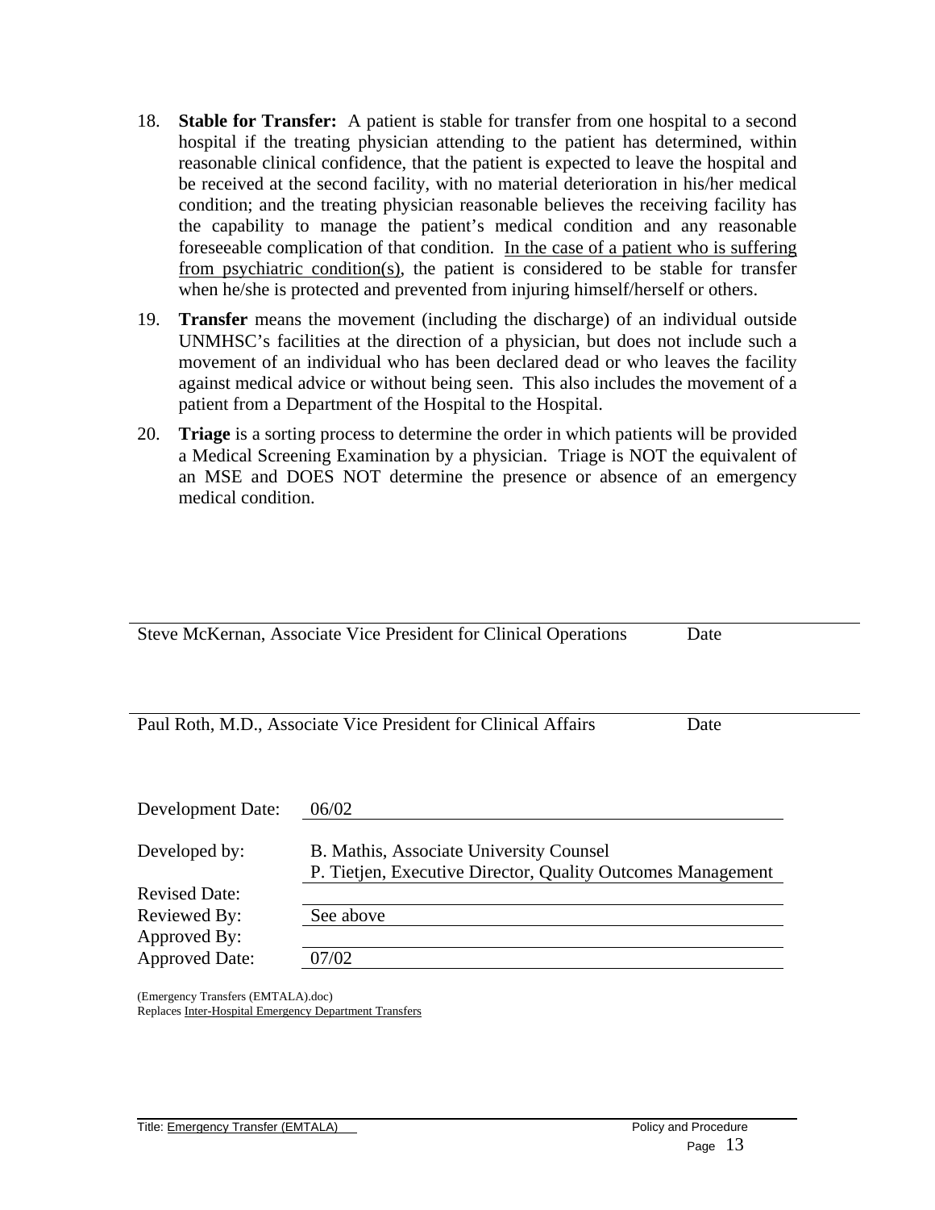18. **Stable for Transfer:** A patient is stable for transfer from one hospital to a second hospital if the treating physician attending to the patient has determined, within reasonable clinical confidence, that the patient is expected to leave the hospital and be received at the second facility, with no material deterioration in his/her medical condition; and the treating physician reasonable believes the receiving facility has the capability to manage the patient's medical condition and any reasonable foreseeable complication of that condition. <u>In the case of a patient who is suffering from psychiatric condition(s)</u>, the patient is considered to be stable for transfer when he/she is protected and prevented from injuring himself/herself or others.

19. **Transfer** means the movement (including the discharge) of an individual outside UNMHSC's facilities at the direction of a physician, but does not include such a movement of an individual who has been declared dead or who leaves the facility against medical advice or without being seen. This also includes the movement of a patient from a Department of the Hospital to the Hospital.

20. **Triage** is a sorting process to determine the order in which patients will be provided a Medical Screening Examination by a physician. Triage is NOT the equivalent of an MSE and DOES NOT determine the presence or absence of an emergency medical condition.

______________________________________________

Steve McKernan, Associate Vice President for Clinical Operations Date

______________________________________________

Paul Roth, M.D., Associate Vice President for Clinical Affairs Date

| | |
|---|---|
| Development Date: | 06/02 |
| Developed by: | B. Mathis, Associate University Counsel<br>P. Tietjen, Executive Director, Quality Outcomes Management |
| Revised Date: | |
| Reviewed By: | See above |
| Approved By: | |
| Approved Date: | 07/02 |

(Emergency Transfers (EMTALA).doc)
Replaces <u>Inter-Hospital Emergency Department Transfers</u>